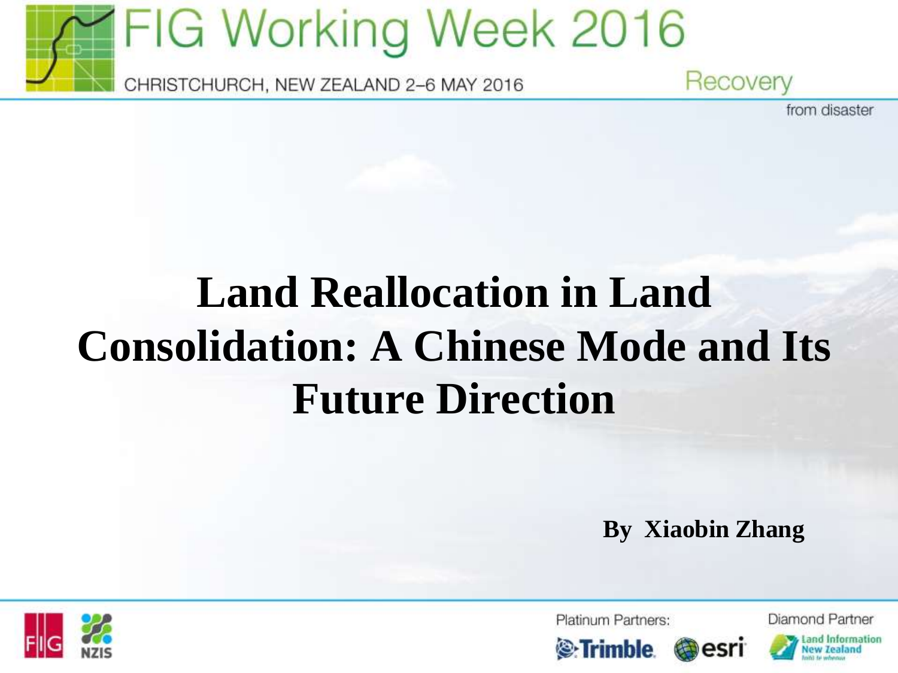# Land Reallocation in Land Consolidation: A Chinese Mode and Its Future Direction

**By Xiaobin Zhang**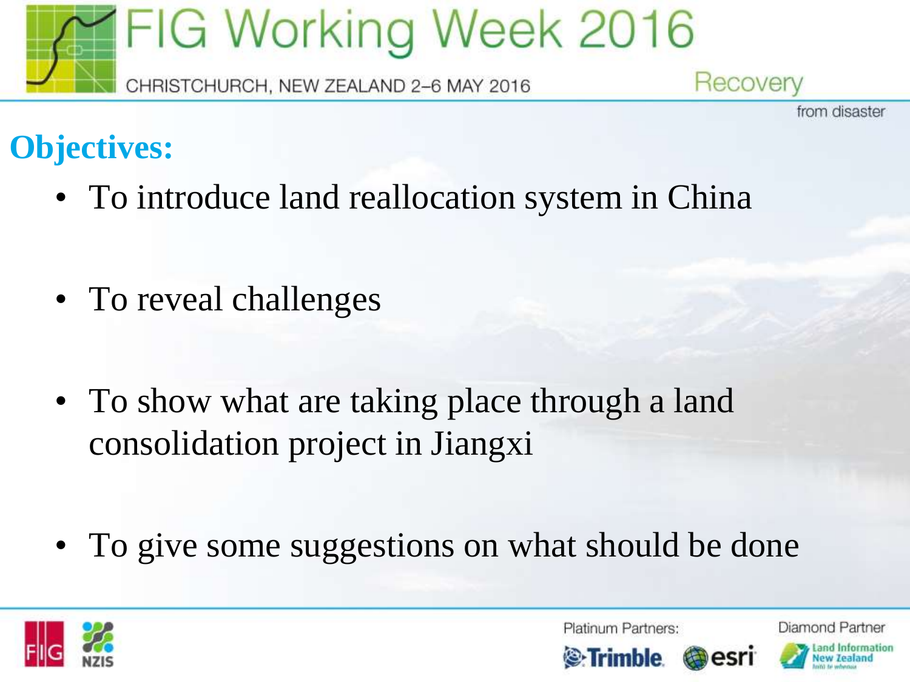## Objectives:

- To introduce land reallocation system in China
- To reveal challenges
- To show what are taking place through a land consolidation project in Jiangxi
- To give some suggestions on what should be done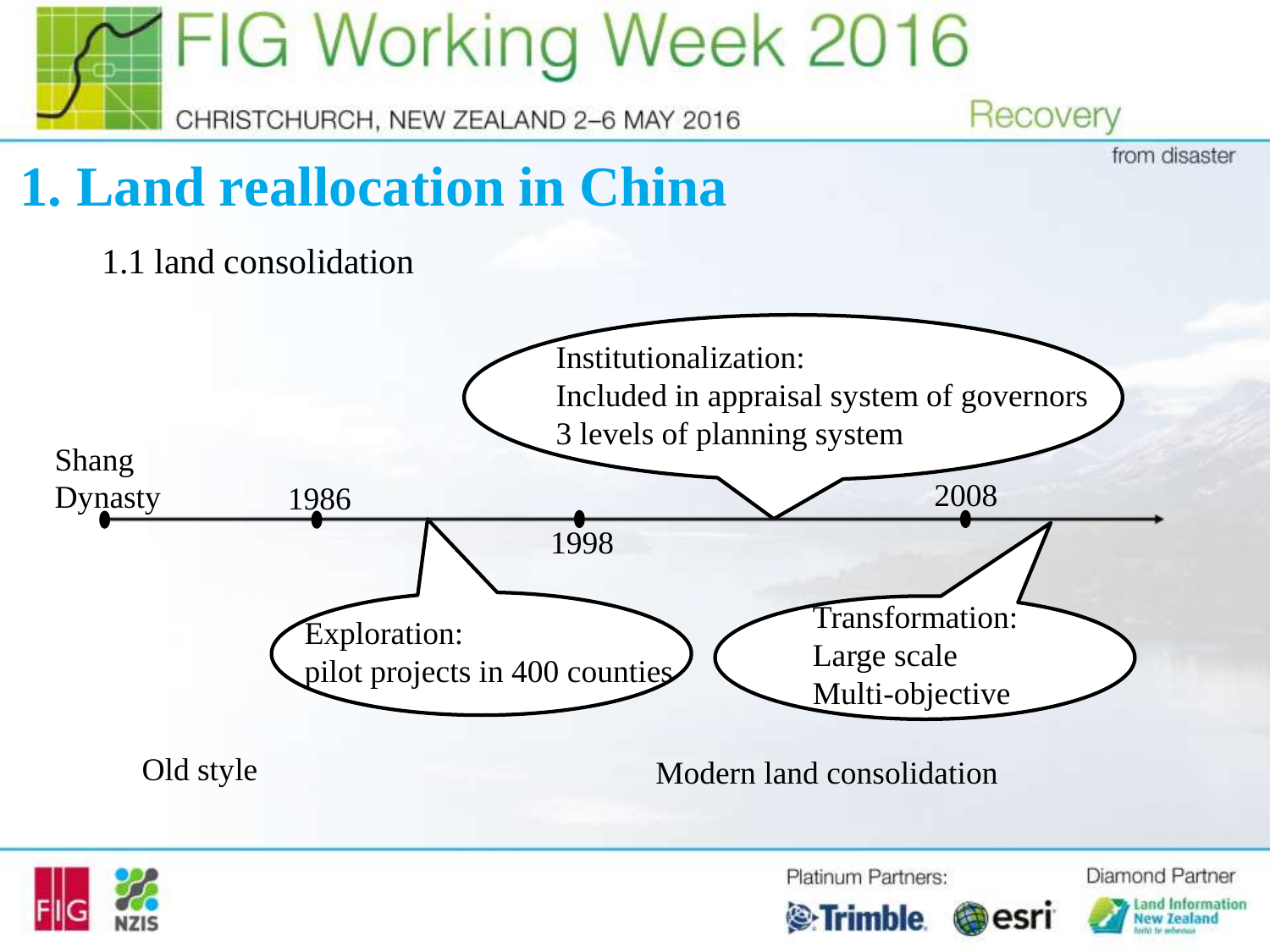# 1. Land reallocation in China

## 1.1 land consolidation

Shang Dynasty — 1986 — 1998 — 2008

**Exploration:**
pilot projects in 400 counties

**Institutionalization:**
Included in appraisal system of governors
3 levels of planning system

**Transformation:**
Large scale
Multi-objective

Old style

Modern land consolidation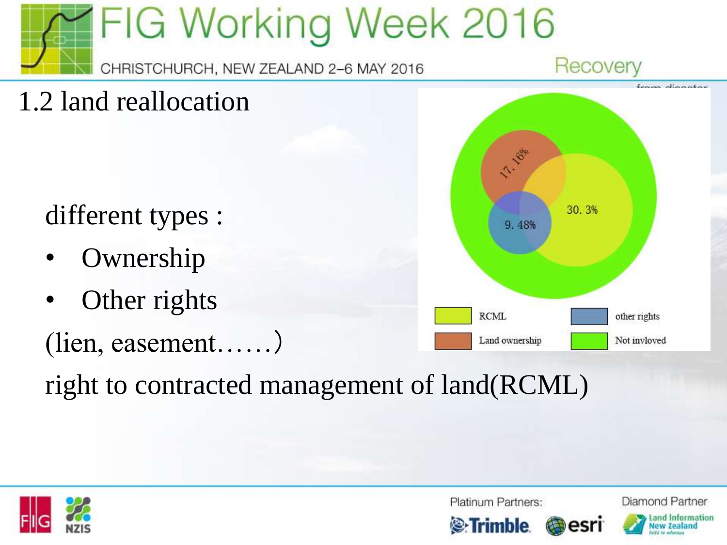# 1.2 land reallocation

different types :

- Ownership
- Other rights

(lien, easement……)

right to contracted management of land(RCML)

17. 16%

30. 3%

9. 48%

RCML

other rights

Land ownership

Not invloved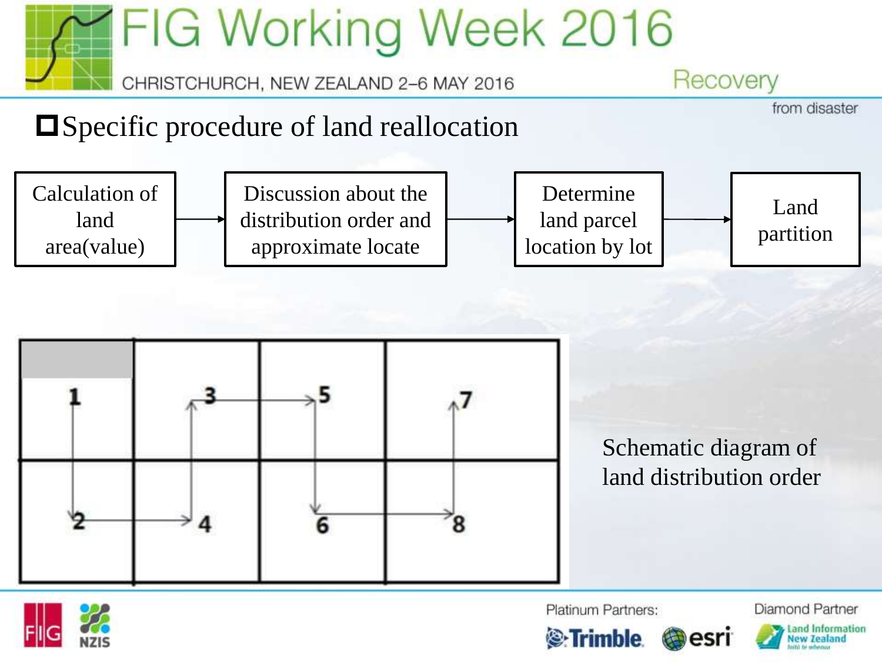## Specific procedure of land reallocation

Calculation of land area(value) → Discussion about the distribution order and approximate locate → Determine land parcel location by lot → Land partition

| 1 | 3 | 5 | 7 |
|---|---|---|---|
| 2 | 4 | 6 | 8 |

Schematic diagram of land distribution order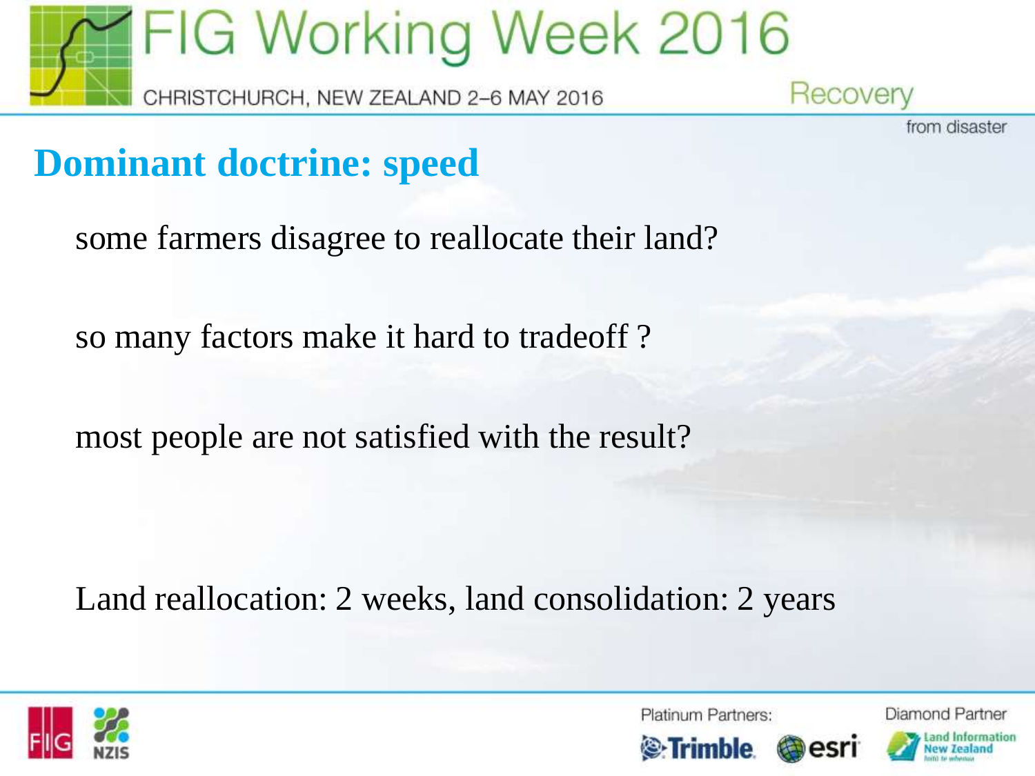## Dominant doctrine: speed

some farmers disagree to reallocate their land?

so many factors make it hard to tradeoff ?

most people are not satisfied with the result?

Land reallocation: 2 weeks, land consolidation: 2 years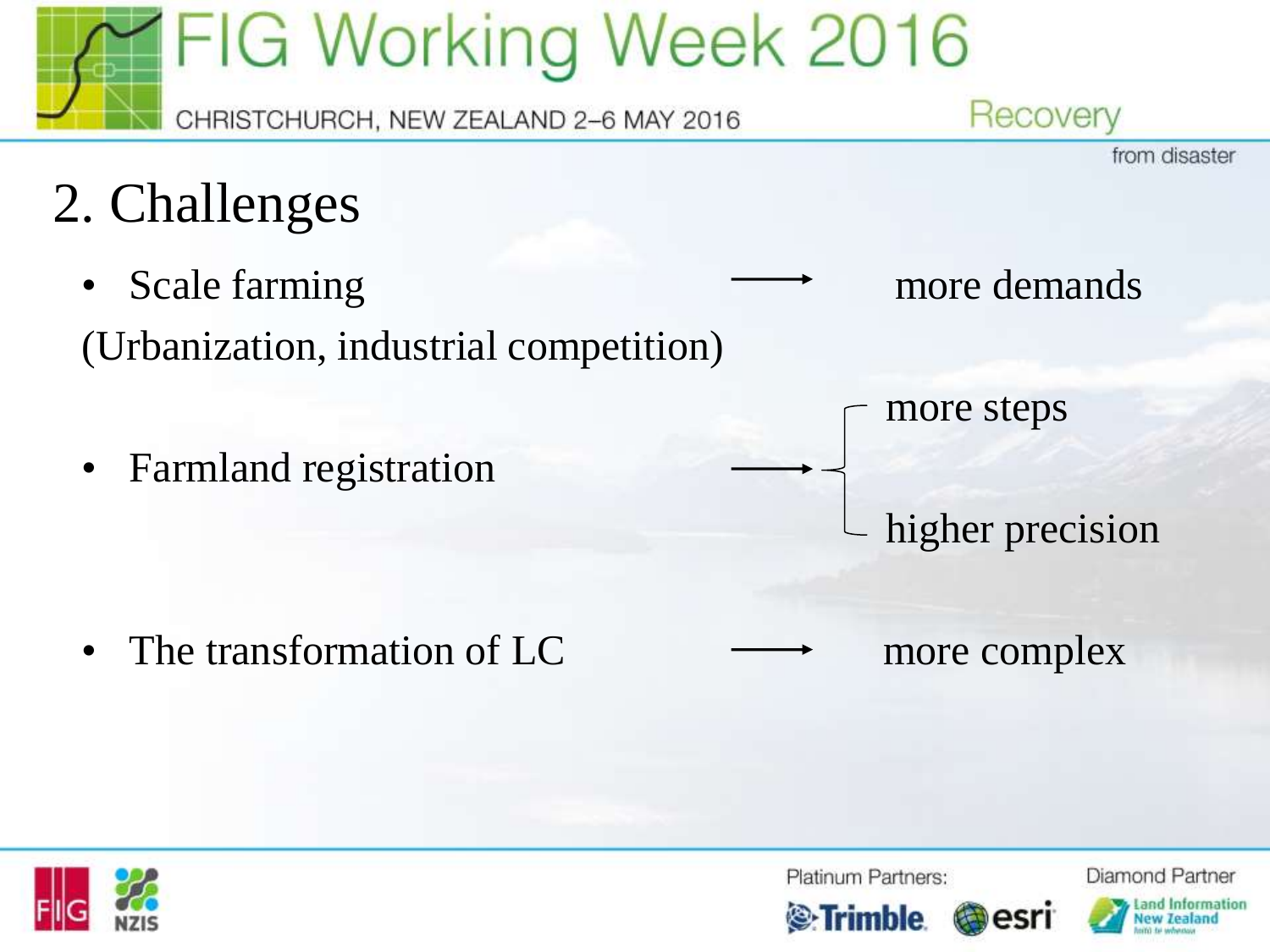## 2. Challenges

- Scale farming → more demands

(Urbanization, industrial competition)

- Farmland registration → more steps, higher precision

- The transformation of LC → more complex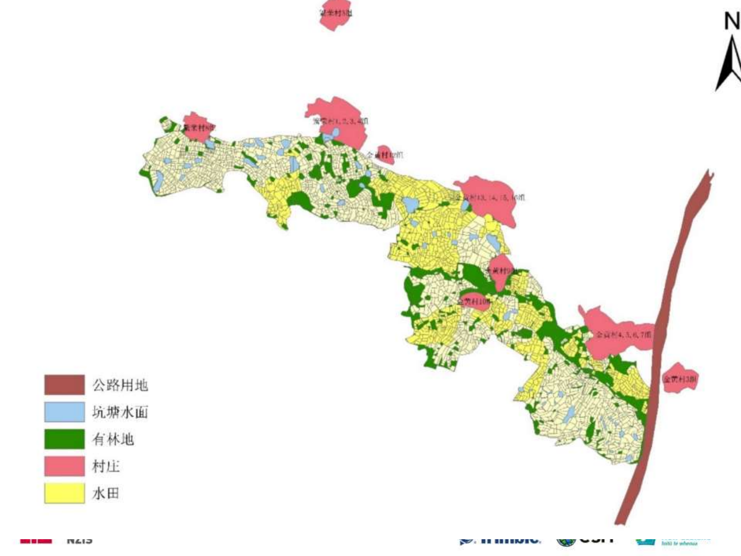- 公路用地
- 坑塘水面
- 有林地
- 村庄
- 水田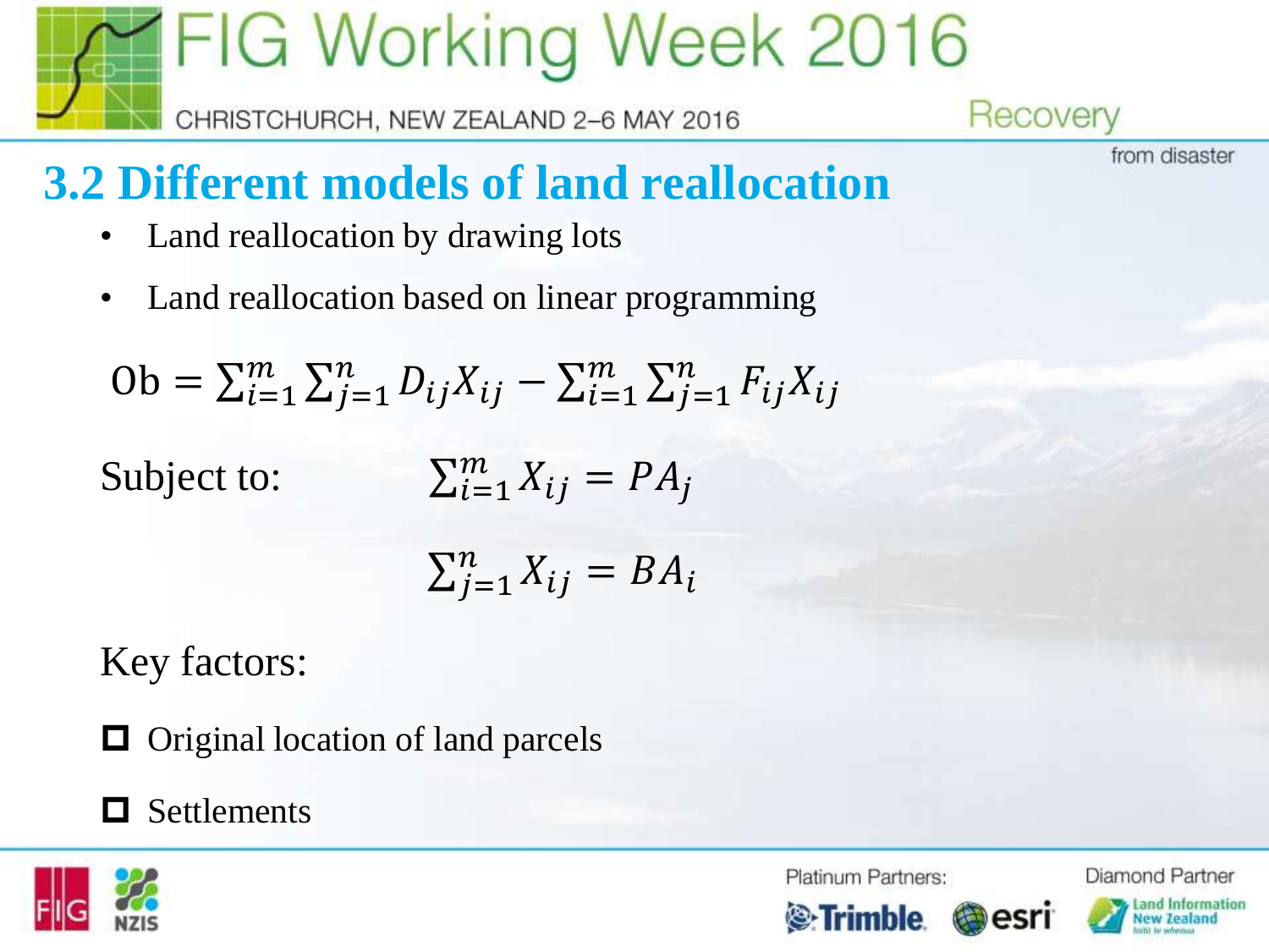## 3.2 Different models of land reallocation

- Land reallocation by drawing lots
- Land reallocation based on linear programming

$$\text{Ob} = \sum_{i=1}^{m}\sum_{j=1}^{n} D_{ij}X_{ij} - \sum_{i=1}^{m}\sum_{j=1}^{n} F_{ij}X_{ij}$$

Subject to:

$$\sum_{i=1}^{m} X_{ij} = PA_j$$

$$\sum_{j=1}^{n} X_{ij} = BA_i$$

Key factors:

- ☐ Original location of land parcels
- ☐ Settlements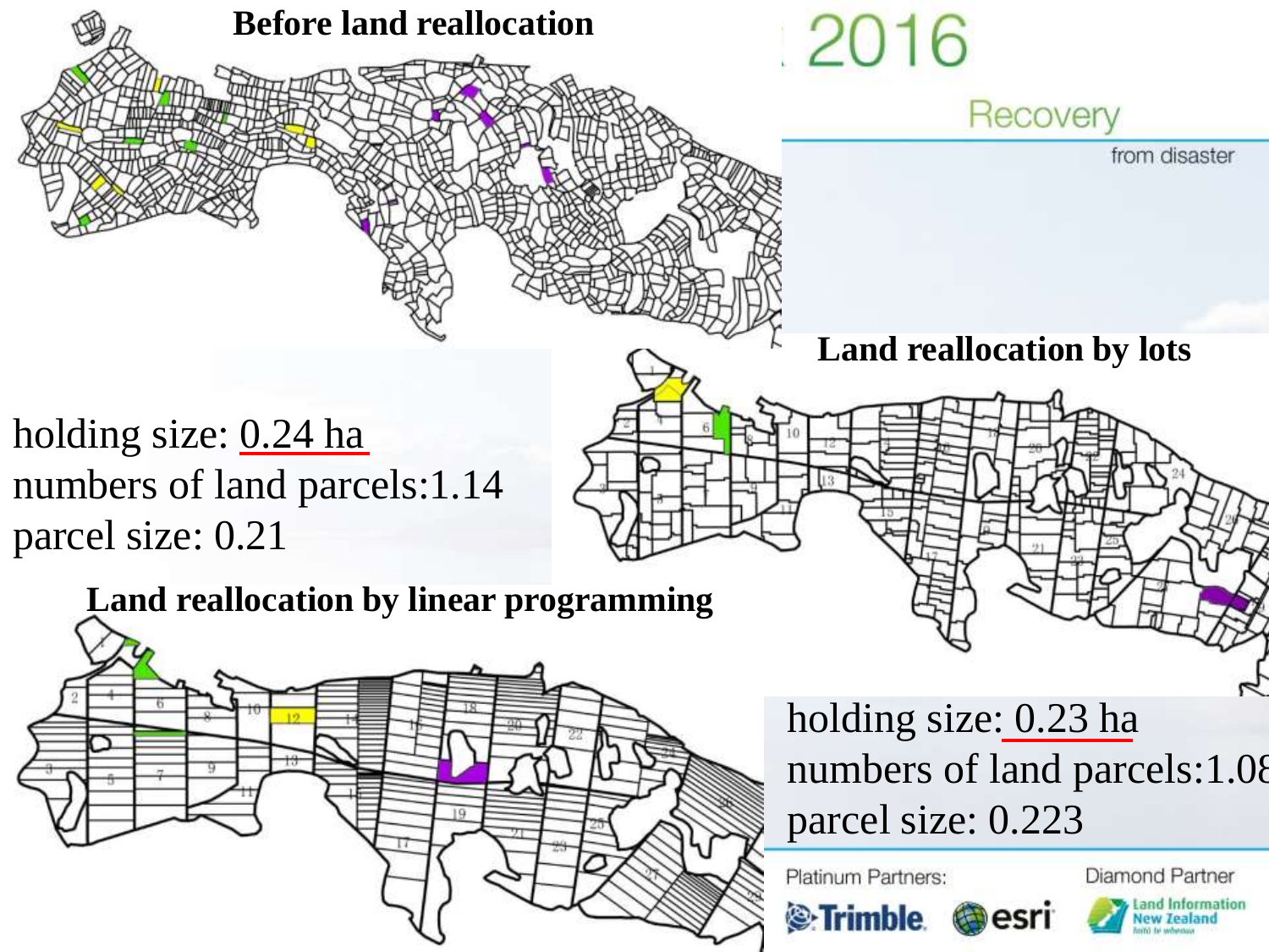**Before land reallocation**

2016

Recovery

from disaster

**Land reallocation by lots**

holding size: 0.24 ha
numbers of land parcels:1.14
parcel size: 0.21

**Land reallocation by linear programming**

holding size: 0.23 ha
numbers of land parcels:1.08
parcel size: 0.223

Platinum Partners: Trimble. esri

Diamond Partner: Land Information New Zealand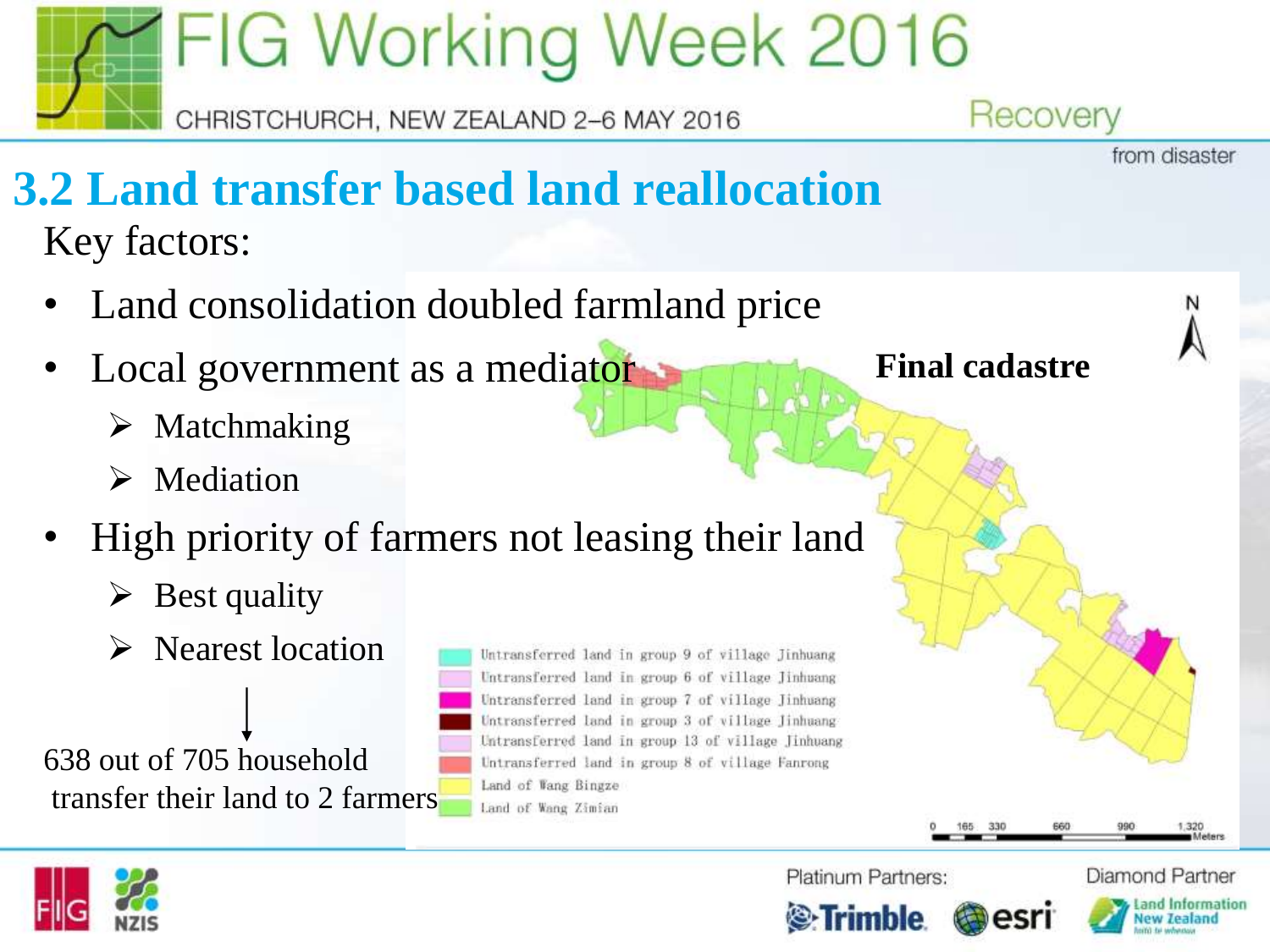## 3.2 Land transfer based land reallocation

Key factors:

- Land consolidation doubled farmland price
- Local government as a mediator
  - Matchmaking
  - Mediation
- High priority of farmers not leasing their land
  - Best quality
  - Nearest location

638 out of 705 household transfer their land to 2 farmers

**Final cadastre**

- Untransferred land in group 9 of village Jinhuang
- Untransferred land in group 6 of village Jinhuang
- Untransferred land in group 7 of village Jinhuang
- Untransferred land in group 3 of village Jinhuang
- Untransferred land in group 13 of village Jinhuang
- Untransferred land in group 8 of village Fanrong
- Land of Wang Bingze
- Land of Wang Zimian

0 165 330 660 990 1,320 Meters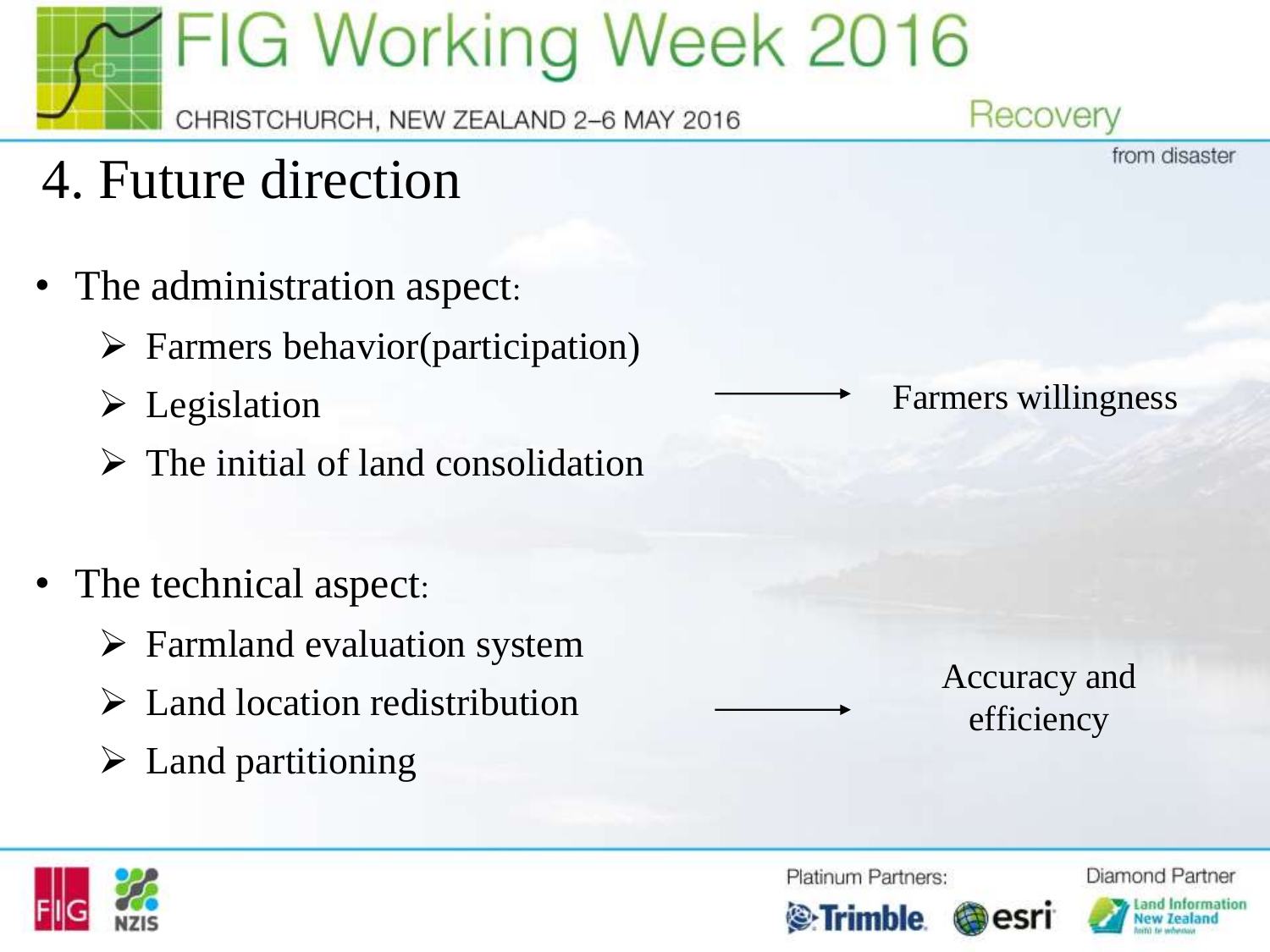# 4. Future direction

- The administration aspect:
  - Farmers behavior(participation)
  - Legislation
  - The initial of land consolidation

→ Farmers willingness

- The technical aspect:
  - Farmland evaluation system
  - Land location redistribution
  - Land partitioning

→ Accuracy and efficiency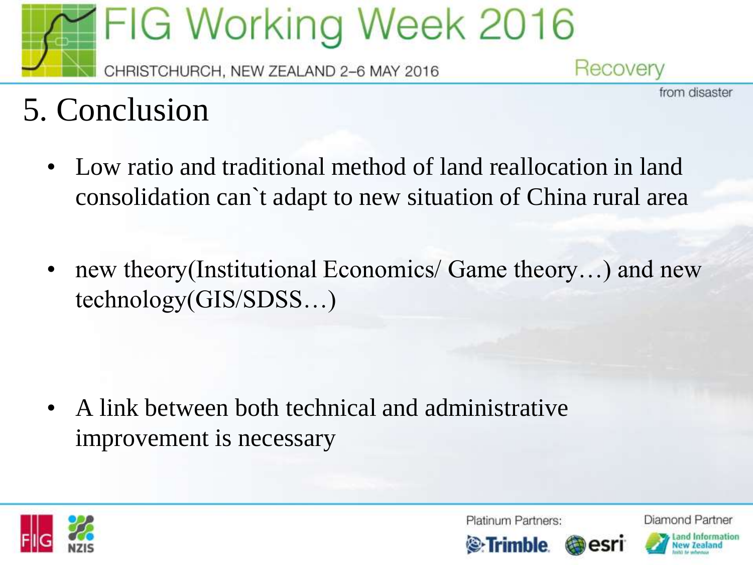# 5. Conclusion

- Low ratio and traditional method of land reallocation in land consolidation can`t adapt to new situation of China rural area
- new theory(Institutional Economics/ Game theory…) and new technology(GIS/SDSS…)
- A link between both technical and administrative improvement is necessary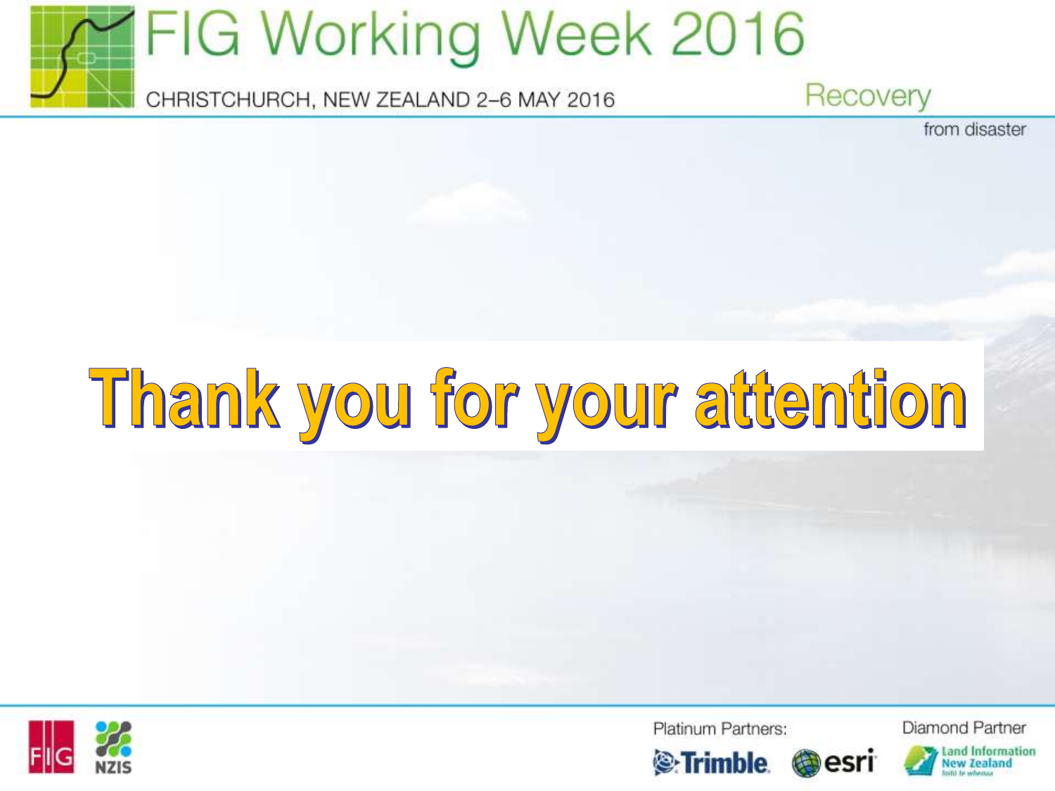# Thank you for your attention